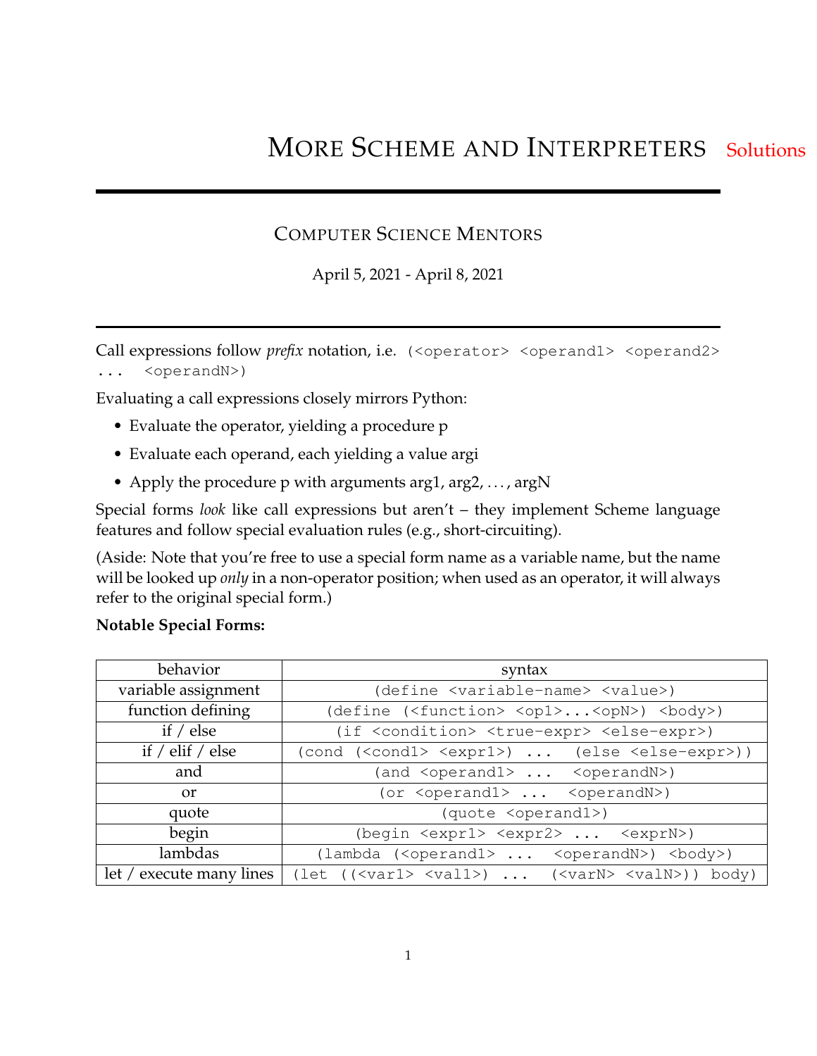# More Scheme and Interpreters Solutions

## Computer Science Mentors

April 5, 2021 - April 8, 2021

---

Call expressions follow *prefix* notation, i.e. `(<operator> <operand1> <operand2> ... <operandN>)`

Evaluating a call expressions closely mirrors Python:

- Evaluate the operator, yielding a procedure p
- Evaluate each operand, each yielding a value argi
- Apply the procedure p with arguments arg1, arg2, . . . , argN

Special forms *look* like call expressions but aren't – they implement Scheme language features and follow special evaluation rules (e.g., short-circuiting).

(Aside: Note that you're free to use a special form name as a variable name, but the name will be looked up *only* in a non-operator position; when used as an operator, it will always refer to the original special form.)

**Notable Special Forms:**

| behavior | syntax |
|---|---|
| variable assignment | `(define <variable-name> <value>)` |
| function defining | `(define (<function> <op1>...<opN>) <body>)` |
| if / else | `(if <condition> <true-expr> <else-expr>)` |
| if / elif / else | `(cond (<cond1> <expr1>) ... (else <else-expr>))` |
| and | `(and <operand1> ... <operandN>)` |
| or | `(or <operand1> ... <operandN>)` |
| quote | `(quote <operand1>)` |
| begin | `(begin <expr1> <expr2> ... <exprN>)` |
| lambdas | `(lambda (<operand1> ... <operandN>) <body>)` |
| let / execute many lines | `(let ((<var1> <val1>) ... (<varN> <valN>)) body)` |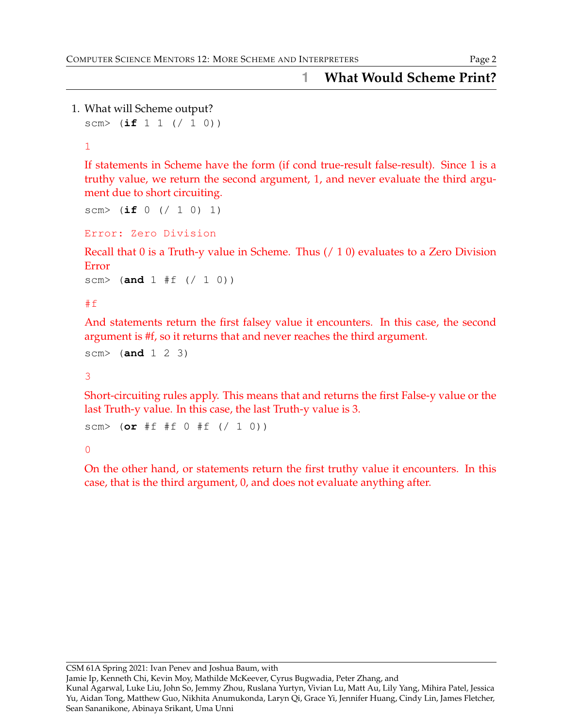# 1 What Would Scheme Print?

1. What will Scheme output?

```
scm> (if 1 1 (/ 1 0))
```

```
1
```

If statements in Scheme have the form (if cond true-result false-result). Since 1 is a truthy value, we return the second argument, 1, and never evaluate the third argument due to short circuiting.

```
scm> (if 0 (/ 1 0) 1)
```

```
Error: Zero Division
```

Recall that 0 is a Truth-y value in Scheme. Thus (/ 1 0) evaluates to a Zero Division Error

```
scm> (and 1 #f (/ 1 0))
```

```
#f
```

And statements return the first falsey value it encounters. In this case, the second argument is #f, so it returns that and never reaches the third argument.

```
scm> (and 1 2 3)
```

```
3
```

Short-circuiting rules apply. This means that and returns the first False-y value or the last Truth-y value. In this case, the last Truth-y value is 3.

```
scm> (or #f #f 0 #f (/ 1 0))
```

```
0
```

On the other hand, or statements return the first truthy value it encounters. In this case, that is the third argument, 0, and does not evaluate anything after.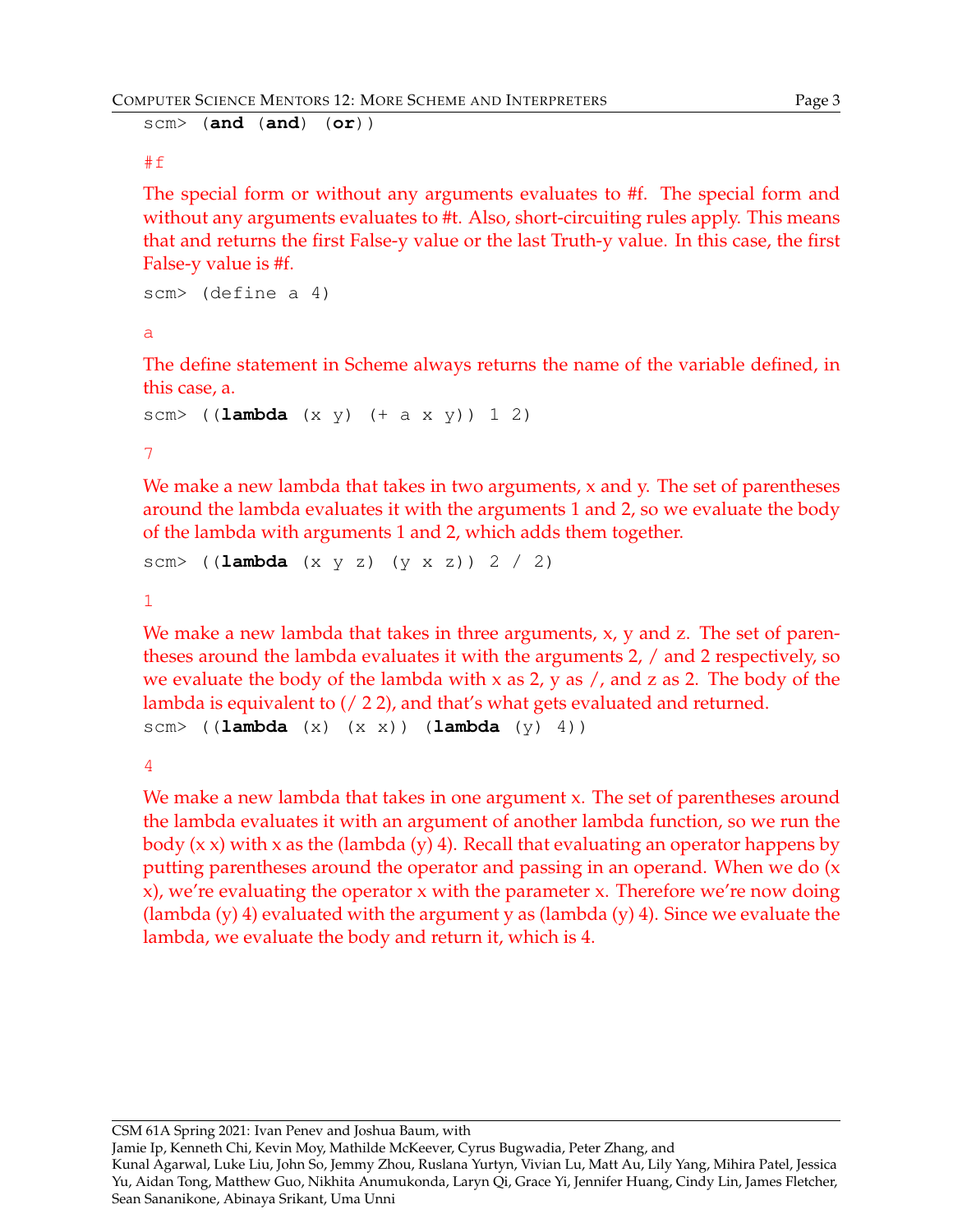```
scm> (and (and) (or))
```

#f

The special form or without any arguments evaluates to #f. The special form and without any arguments evaluates to #t. Also, short-circuiting rules apply. This means that and returns the first False-y value or the last Truth-y value. In this case, the first False-y value is #f.

```
scm> (define a 4)
```

a

The define statement in Scheme always returns the name of the variable defined, in this case, a.

```
scm> ((lambda (x y) (+ a x y)) 1 2)
```

7

We make a new lambda that takes in two arguments, x and y. The set of parentheses around the lambda evaluates it with the arguments 1 and 2, so we evaluate the body of the lambda with arguments 1 and 2, which adds them together.

```
scm> ((lambda (x y z) (y x z)) 2 / 2)
```

1

We make a new lambda that takes in three arguments, x, y and z. The set of parentheses around the lambda evaluates it with the arguments 2, / and 2 respectively, so we evaluate the body of the lambda with x as 2, y as /, and z as 2. The body of the lambda is equivalent to (/ 2 2), and that's what gets evaluated and returned.

```
scm> ((lambda (x) (x x)) (lambda (y) 4))
```

4

We make a new lambda that takes in one argument x. The set of parentheses around the lambda evaluates it with an argument of another lambda function, so we run the body (x x) with x as the (lambda (y) 4). Recall that evaluating an operator happens by putting parentheses around the operator and passing in an operand. When we do (x x), we're evaluating the operator x with the parameter x. Therefore we're now doing (lambda (y) 4) evaluated with the argument y as (lambda (y) 4). Since we evaluate the lambda, we evaluate the body and return it, which is 4.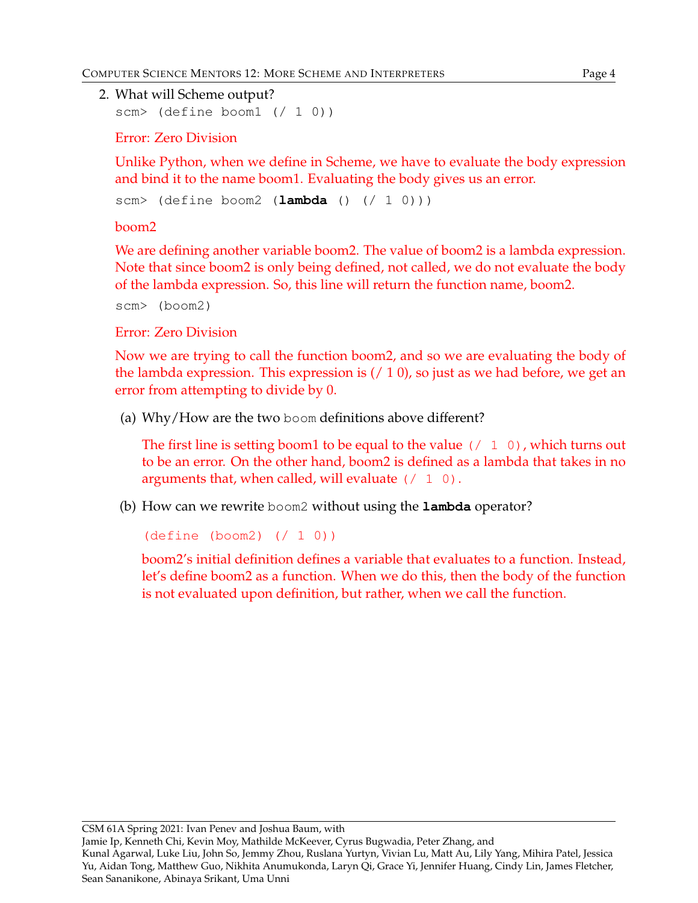2. What will Scheme output?

```
scm> (define boom1 (/ 1 0))
```

Error: Zero Division

Unlike Python, when we define in Scheme, we have to evaluate the body expression and bind it to the name boom1. Evaluating the body gives us an error.

```
scm> (define boom2 (lambda () (/ 1 0)))
```

boom2

We are defining another variable boom2. The value of boom2 is a lambda expression. Note that since boom2 is only being defined, not called, we do not evaluate the body of the lambda expression. So, this line will return the function name, boom2.

```
scm> (boom2)
```

Error: Zero Division

Now we are trying to call the function boom2, and so we are evaluating the body of the lambda expression. This expression is (/ 1 0), so just as we had before, we get an error from attempting to divide by 0.

(a) Why/How are the two `boom` definitions above different?

The first line is setting boom1 to be equal to the value `(/ 1 0)`, which turns out to be an error. On the other hand, boom2 is defined as a lambda that takes in no arguments that, when called, will evaluate `(/ 1 0)`.

(b) How can we rewrite `boom2` without using the **`lambda`** operator?

```
(define (boom2) (/ 1 0))
```

boom2's initial definition defines a variable that evaluates to a function. Instead, let's define boom2 as a function. When we do this, then the body of the function is not evaluated upon definition, but rather, when we call the function.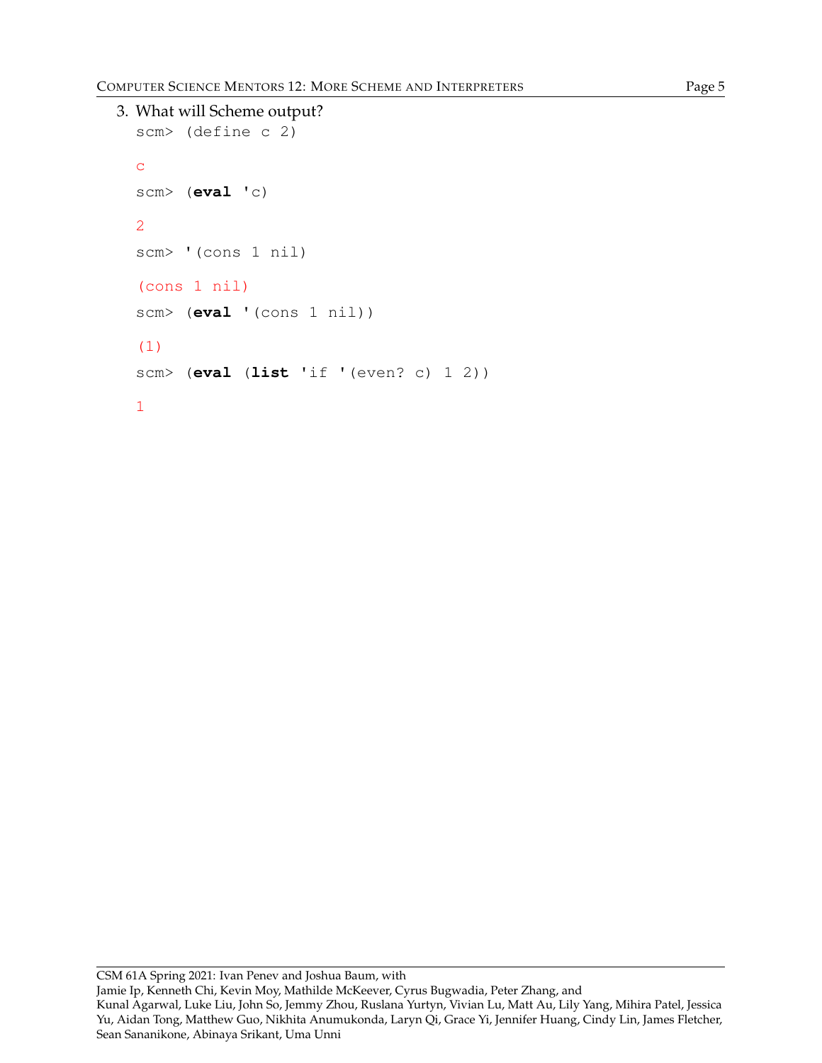3. What will Scheme output?

```
scm> (define c 2)

c

scm> (eval 'c)

2

scm> '(cons 1 nil)

(cons 1 nil)

scm> (eval '(cons 1 nil))

(1)

scm> (eval (list 'if '(even? c) 1 2))

1
```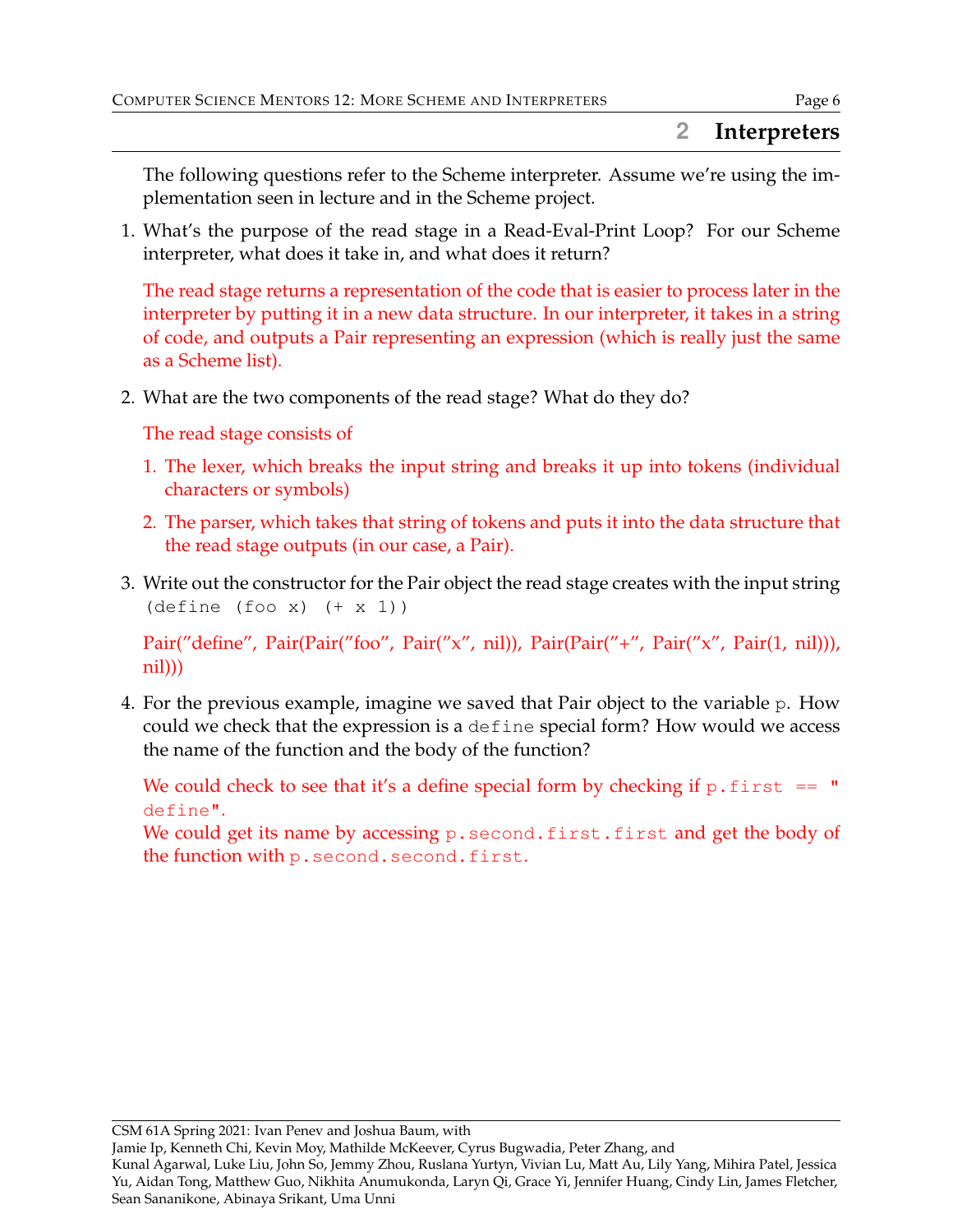## 2 Interpreters

The following questions refer to the Scheme interpreter. Assume we're using the implementation seen in lecture and in the Scheme project.

1. What's the purpose of the read stage in a Read-Eval-Print Loop? For our Scheme interpreter, what does it take in, and what does it return?

   The read stage returns a representation of the code that is easier to process later in the interpreter by putting it in a new data structure. In our interpreter, it takes in a string of code, and outputs a Pair representing an expression (which is really just the same as a Scheme list).

2. What are the two components of the read stage? What do they do?

   The read stage consists of

   1. The lexer, which breaks the input string and breaks it up into tokens (individual characters or symbols)
   2. The parser, which takes that string of tokens and puts it into the data structure that the read stage outputs (in our case, a Pair).

3. Write out the constructor for the Pair object the read stage creates with the input string `(define (foo x) (+ x 1))`

   Pair("define", Pair(Pair("foo", Pair("x", nil)), Pair(Pair("+", Pair("x", Pair(1, nil))), nil)))

4. For the previous example, imagine we saved that Pair object to the variable `p`. How could we check that the expression is a `define` special form? How would we access the name of the function and the body of the function?

   We could check to see that it's a define special form by checking if `p.first == "define"`.
   We could get its name by accessing `p.second.first.first` and get the body of the function with `p.second.second.first`.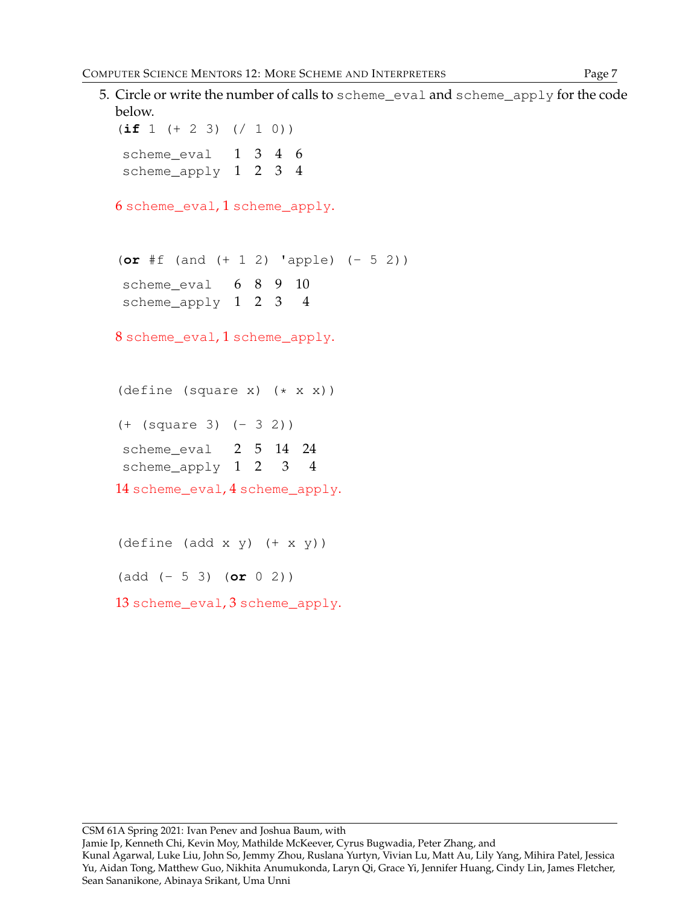5. Circle or write the number of calls to `scheme_eval` and `scheme_apply` for the code below.

```
(if 1 (+ 2 3) (/ 1 0))
```

```
scheme_eval   1  3  4  6
scheme_apply  1  2  3  4
```

6 `scheme_eval`, 1 `scheme_apply`.

```
(or #f (and (+ 1 2) 'apple) (- 5 2))
```

```
scheme_eval   6  8  9  10
scheme_apply  1  2  3   4
```

8 `scheme_eval`, 1 `scheme_apply`.

```
(define (square x) (* x x))

(+ (square 3) (- 3 2))
```

```
scheme_eval   2  5  14  24
scheme_apply  1  2   3   4
```

14 `scheme_eval`, 4 `scheme_apply`.

```
(define (add x y) (+ x y))

(add (- 5 3) (or 0 2))
```

13 `scheme_eval`, 3 `scheme_apply`.

CSM 61A Spring 2021: Ivan Penev and Joshua Baum, with
Jamie Ip, Kenneth Chi, Kevin Moy, Mathilde McKeever, Cyrus Bugwadia, Peter Zhang, and
Kunal Agarwal, Luke Liu, John So, Jemmy Zhou, Ruslana Yurtyn, Vivian Lu, Matt Au, Lily Yang, Mihira Patel, Jessica Yu, Aidan Tong, Matthew Guo, Nikhita Anumukonda, Laryn Qi, Grace Yi, Jennifer Huang, Cindy Lin, James Fletcher, Sean Sananikone, Abinaya Srikant, Uma Unni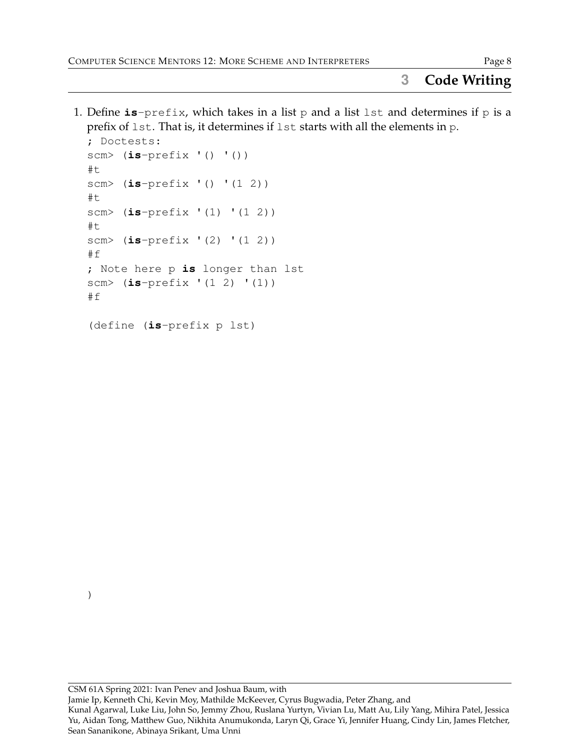## 3 Code Writing

1. Define `is-prefix`, which takes in a list `p` and a list `lst` and determines if `p` is a prefix of `lst`. That is, it determines if `lst` starts with all the elements in `p`.

```
; Doctests:
scm> (is-prefix '() '())
#t
scm> (is-prefix '() '(1 2))
#t
scm> (is-prefix '(1) '(1 2))
#t
scm> (is-prefix '(2) '(1 2))
#f
; Note here p is longer than lst
scm> (is-prefix '(1 2) '(1))
#f

(define (is-prefix p lst)




)
```

CSM 61A Spring 2021: Ivan Penev and Joshua Baum, with
Jamie Ip, Kenneth Chi, Kevin Moy, Mathilde McKeever, Cyrus Bugwadia, Peter Zhang, and
Kunal Agarwal, Luke Liu, John So, Jemmy Zhou, Ruslana Yurtyn, Vivian Lu, Matt Au, Lily Yang, Mihira Patel, Jessica Yu, Aidan Tong, Matthew Guo, Nikhita Anumukonda, Laryn Qi, Grace Yi, Jennifer Huang, Cindy Lin, James Fletcher, Sean Sananikone, Abinaya Srikant, Uma Unni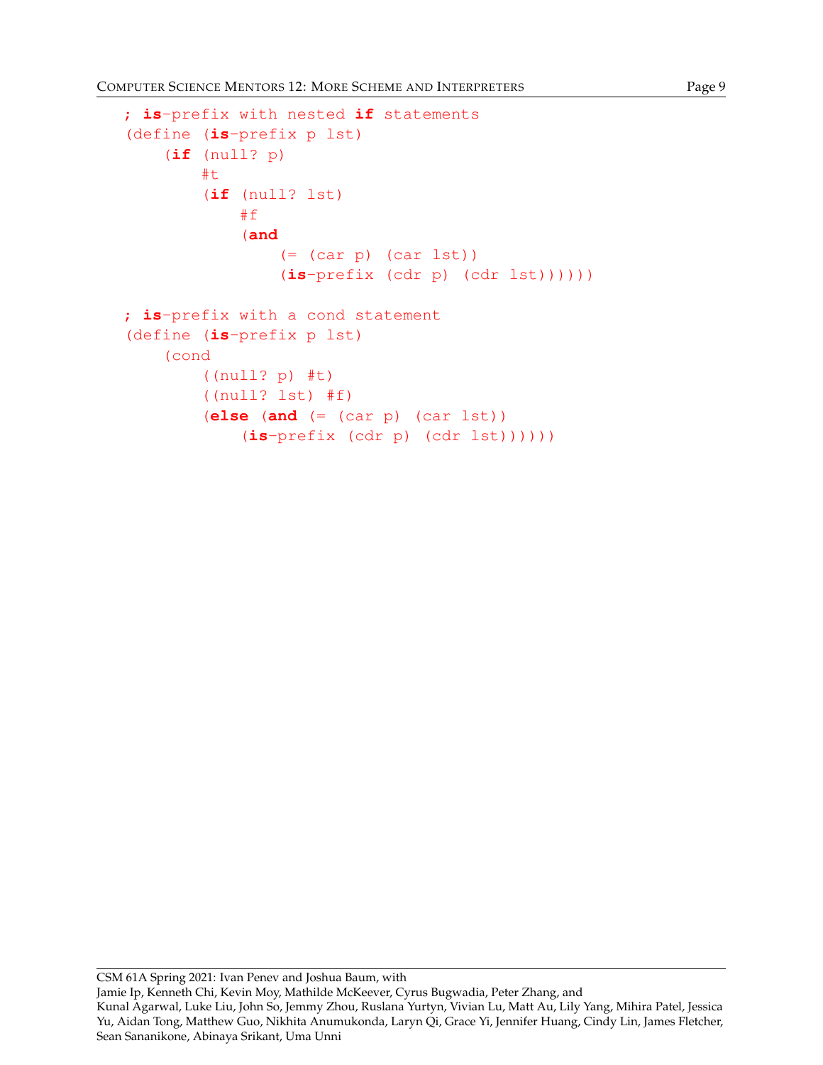```scheme
; is-prefix with nested if statements
(define (is-prefix p lst)
    (if (null? p)
        #t
        (if (null? lst)
            #f
            (and
                (= (car p) (car lst))
                (is-prefix (cdr p) (cdr lst))))))

; is-prefix with a cond statement
(define (is-prefix p lst)
    (cond
        ((null? p) #t)
        ((null? lst) #f)
        (else (and (= (car p) (car lst))
            (is-prefix (cdr p) (cdr lst))))))
```

CSM 61A Spring 2021: Ivan Penev and Joshua Baum, with
Jamie Ip, Kenneth Chi, Kevin Moy, Mathilde McKeever, Cyrus Bugwadia, Peter Zhang, and
Kunal Agarwal, Luke Liu, John So, Jemmy Zhou, Ruslana Yurtyn, Vivian Lu, Matt Au, Lily Yang, Mihira Patel, Jessica Yu, Aidan Tong, Matthew Guo, Nikhita Anumukonda, Laryn Qi, Grace Yi, Jennifer Huang, Cindy Lin, James Fletcher, Sean Sananikone, Abinaya Srikant, Uma Unni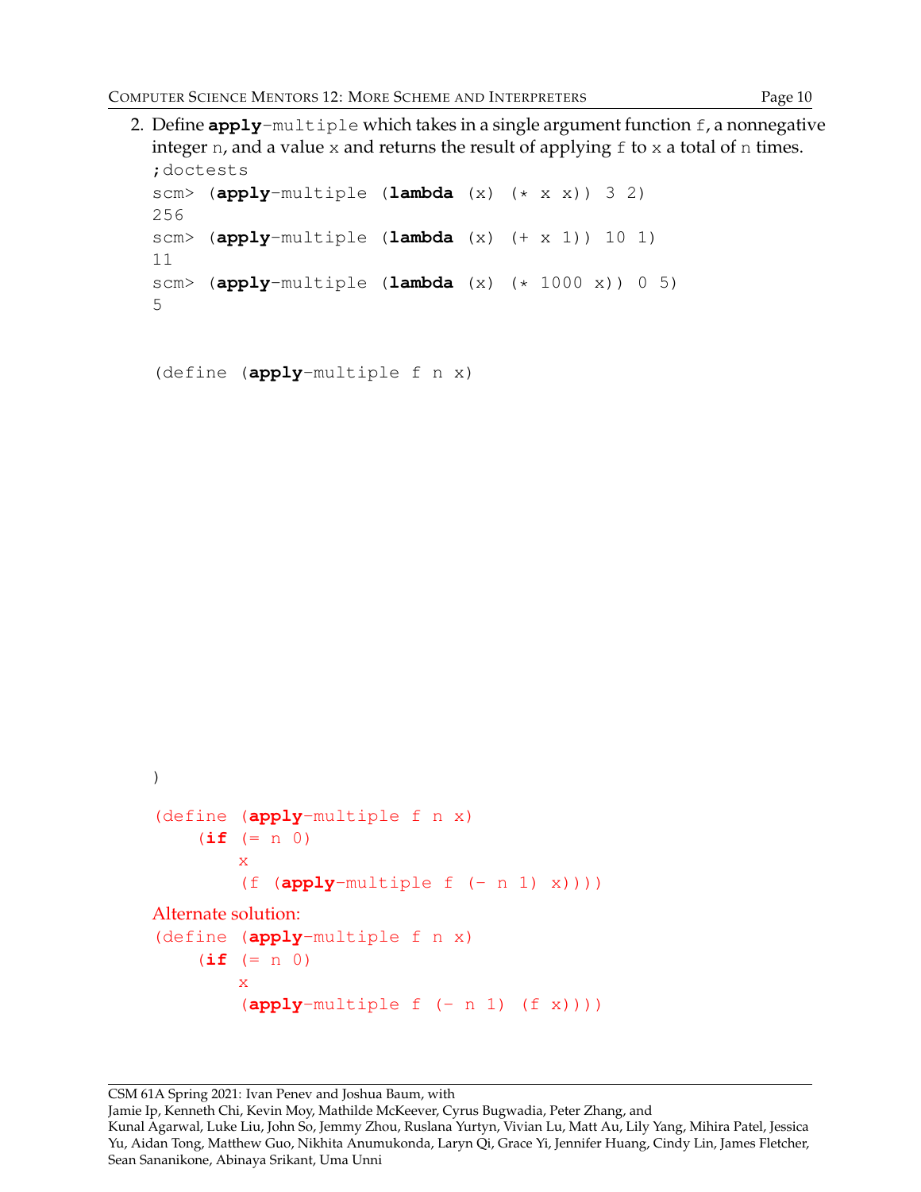2. Define `apply-multiple` which takes in a single argument function `f`, a nonnegative integer `n`, and a value `x` and returns the result of applying `f` to `x` a total of `n` times.

```
;doctests
scm> (apply-multiple (lambda (x) (* x x)) 3 2)
256
scm> (apply-multiple (lambda (x) (+ x 1)) 10 1)
11
scm> (apply-multiple (lambda (x) (* 1000 x)) 0 5)
5
```

```
(define (apply-multiple f n x)

)
```

```
(define (apply-multiple f n x)
    (if (= n 0)
        x
        (f (apply-multiple f (- n 1) x))))
```

Alternate solution:

```
(define (apply-multiple f n x)
    (if (= n 0)
        x
        (apply-multiple f (- n 1) (f x))))
```

CSM 61A Spring 2021: Ivan Penev and Joshua Baum, with
Jamie Ip, Kenneth Chi, Kevin Moy, Mathilde McKeever, Cyrus Bugwadia, Peter Zhang, and
Kunal Agarwal, Luke Liu, John So, Jemmy Zhou, Ruslana Yurtyn, Vivian Lu, Matt Au, Lily Yang, Mihira Patel, Jessica Yu, Aidan Tong, Matthew Guo, Nikhita Anumukonda, Laryn Qi, Grace Yi, Jennifer Huang, Cindy Lin, James Fletcher, Sean Sananikone, Abinaya Srikant, Uma Unni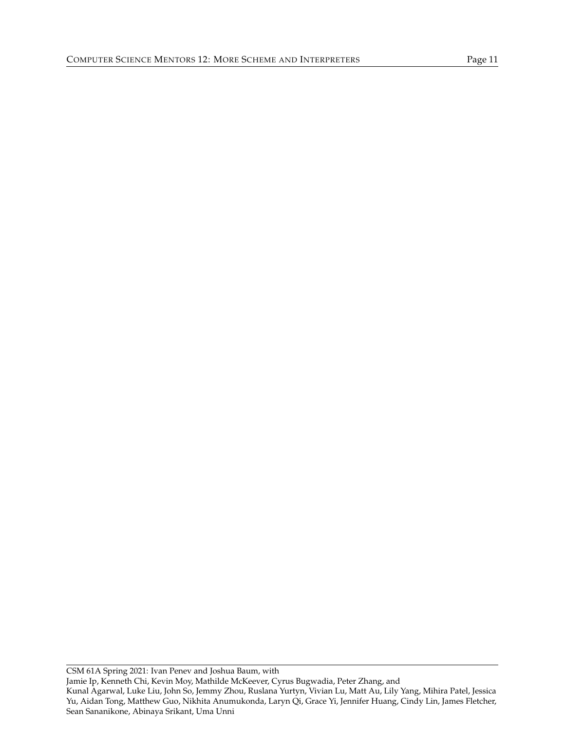CSM 61A Spring 2021: Ivan Penev and Joshua Baum, with
Jamie Ip, Kenneth Chi, Kevin Moy, Mathilde McKeever, Cyrus Bugwadia, Peter Zhang, and
Kunal Agarwal, Luke Liu, John So, Jemmy Zhou, Ruslana Yurtyn, Vivian Lu, Matt Au, Lily Yang, Mihira Patel, Jessica Yu, Aidan Tong, Matthew Guo, Nikhita Anumukonda, Laryn Qi, Grace Yi, Jennifer Huang, Cindy Lin, James Fletcher, Sean Sananikone, Abinaya Srikant, Uma Unni